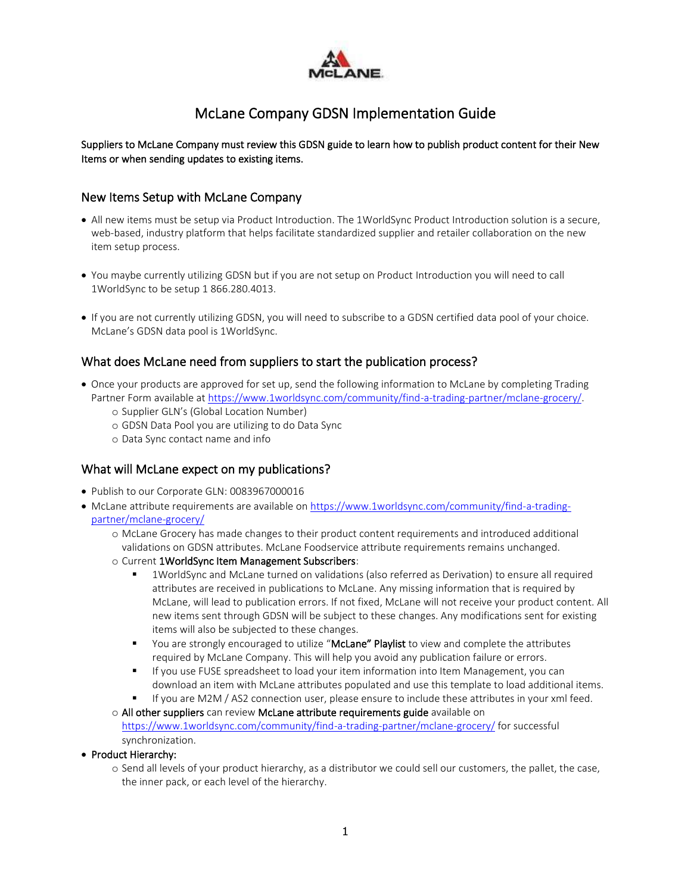# McLane Company GDSN Implementation Guide

Suppliers to McLane Company must review this GDSN guide to learn how to publish product content for their New Items or when sending updates to existing items.

## New Items Setup with McLane Company

- All new items must be setup via Product Introduction. The 1WorldSync Product Introduction solution is a secure, web-based, industry platform that helps facilitate standardized supplier and retailer collaboration on the new item setup process.
- You maybe currently utilizing GDSN but if you are not setup on Product Introduction you will need to call 1WorldSync to be setup 1 866.280.4013.
- If you are not currently utilizing GDSN, you will need to subscribe to a GDSN certified data pool of your choice. McLane's GDSN data pool is 1WorldSync.

## What does McLane need from suppliers to start the publication process?

- Once your products are approved for set up, send the following information to McLane by completing Trading Partner Form available at https://www.1worldsync.com/community/find-a-trading-partner/mclane-grocery/.
  - Supplier GLN's (Global Location Number)
  - GDSN Data Pool you are utilizing to do Data Sync
  - Data Sync contact name and info

## What will McLane expect on my publications?

- Publish to our Corporate GLN: 0083967000016
- McLane attribute requirements are available on https://www.1worldsync.com/community/find-a-trading-partner/mclane-grocery/
  - McLane Grocery has made changes to their product content requirements and introduced additional validations on GDSN attributes. McLane Foodservice attribute requirements remains unchanged.
  - Current **1WorldSync Item Management Subscribers**:
    - 1WorldSync and McLane turned on validations (also referred as Derivation) to ensure all required attributes are received in publications to McLane. Any missing information that is required by McLane, will lead to publication errors. If not fixed, McLane will not receive your product content. All new items sent through GDSN will be subject to these changes. Any modifications sent for existing items will also be subjected to these changes.
    - You are strongly encouraged to utilize "**McLane" Playlist** to view and complete the attributes required by McLane Company. This will help you avoid any publication failure or errors.
    - If you use FUSE spreadsheet to load your item information into Item Management, you can download an item with McLane attributes populated and use this template to load additional items.
    - If you are M2M / AS2 connection user, please ensure to include these attributes in your xml feed.
  - **All other suppliers** can review **McLane attribute requirements guide** available on https://www.1worldsync.com/community/find-a-trading-partner/mclane-grocery/ for successful synchronization.
- **Product Hierarchy:**
  - Send all levels of your product hierarchy, as a distributor we could sell our customers, the pallet, the case, the inner pack, or each level of the hierarchy.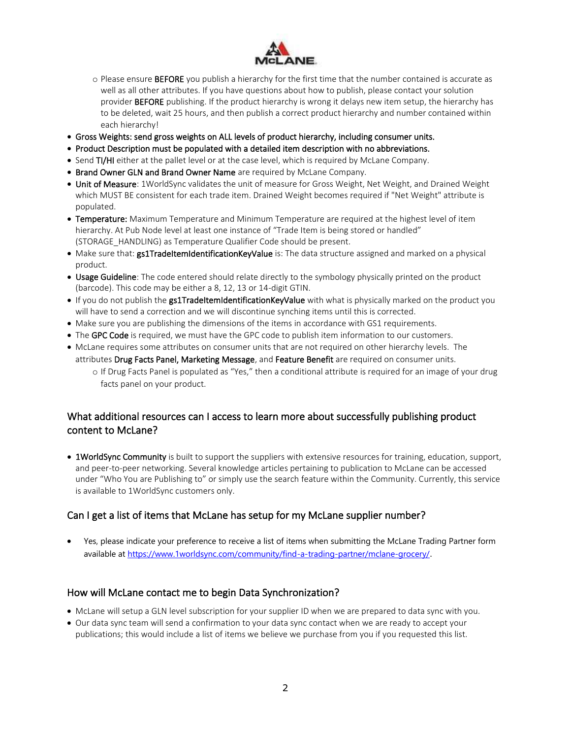- Please ensure **BEFORE** you publish a hierarchy for the first time that the number contained is accurate as well as all other attributes. If you have questions about how to publish, please contact your solution provider **BEFORE** publishing. If the product hierarchy is wrong it delays new item setup, the hierarchy has to be deleted, wait 25 hours, and then publish a correct product hierarchy and number contained within each hierarchy!
- **Gross Weights: send gross weights on ALL levels of product hierarchy, including consumer units.**
- **Product Description must be populated with a detailed item description with no abbreviations.**
- Send **TI/HI** either at the pallet level or at the case level, which is required by McLane Company.
- **Brand Owner GLN and Brand Owner Name** are required by McLane Company.
- **Unit of Measure**: 1WorldSync validates the unit of measure for Gross Weight, Net Weight, and Drained Weight which MUST BE consistent for each trade item. Drained Weight becomes required if "Net Weight" attribute is populated.
- **Temperature:** Maximum Temperature and Minimum Temperature are required at the highest level of item hierarchy. At Pub Node level at least one instance of "Trade Item is being stored or handled" (STORAGE_HANDLING) as Temperature Qualifier Code should be present.
- Make sure that: **gs1TradeItemIdentificationKeyValue** is: The data structure assigned and marked on a physical product.
- **Usage Guideline**: The code entered should relate directly to the symbology physically printed on the product (barcode). This code may be either a 8, 12, 13 or 14-digit GTIN.
- If you do not publish the **gs1TradeItemIdentificationKeyValue** with what is physically marked on the product you will have to send a correction and we will discontinue synching items until this is corrected.
- Make sure you are publishing the dimensions of the items in accordance with GS1 requirements.
- The **GPC Code** is required, we must have the GPC code to publish item information to our customers.
- McLane requires some attributes on consumer units that are not required on other hierarchy levels. The attributes **Drug Facts Panel, Marketing Message**, and **Feature Benefit** are required on consumer units.
   - If Drug Facts Panel is populated as "Yes," then a conditional attribute is required for an image of your drug facts panel on your product.

## What additional resources can I access to learn more about successfully publishing product content to McLane?

- **1WorldSync Community** is built to support the suppliers with extensive resources for training, education, support, and peer-to-peer networking. Several knowledge articles pertaining to publication to McLane can be accessed under "Who You are Publishing to" or simply use the search feature within the Community. Currently, this service is available to 1WorldSync customers only.

## Can I get a list of items that McLane has setup for my McLane supplier number?

- Yes, please indicate your preference to receive a list of items when submitting the McLane Trading Partner form available at https://www.1worldsync.com/community/find-a-trading-partner/mclane-grocery/.

## How will McLane contact me to begin Data Synchronization?

- McLane will setup a GLN level subscription for your supplier ID when we are prepared to data sync with you.
- Our data sync team will send a confirmation to your data sync contact when we are ready to accept your publications; this would include a list of items we believe we purchase from you if you requested this list.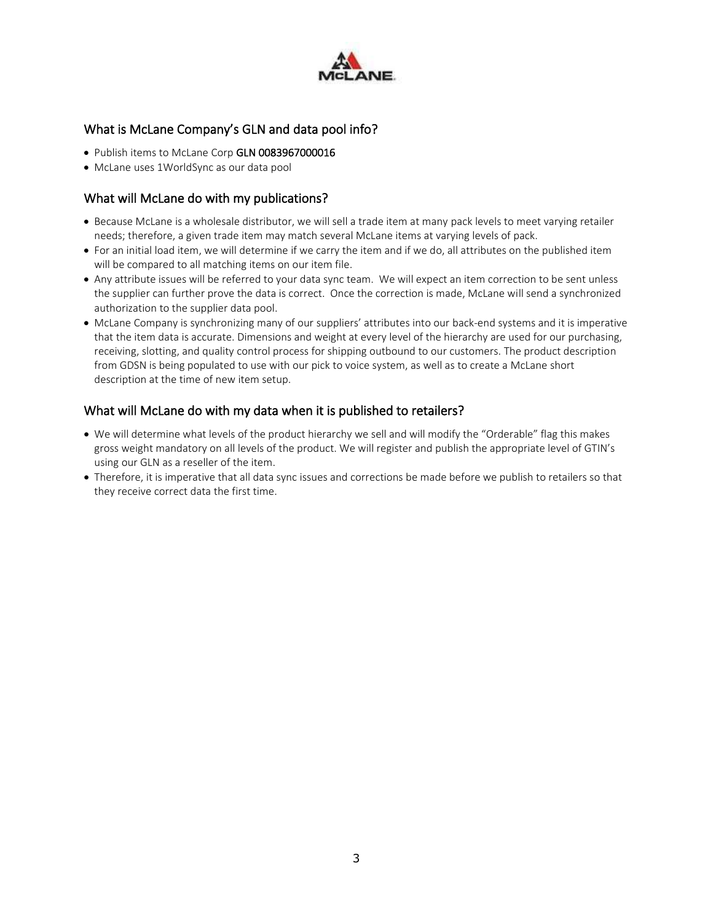## What is McLane Company's GLN and data pool info?

- Publish items to McLane Corp **GLN 0083967000016**
- McLane uses 1WorldSync as our data pool

## What will McLane do with my publications?

- Because McLane is a wholesale distributor, we will sell a trade item at many pack levels to meet varying retailer needs; therefore, a given trade item may match several McLane items at varying levels of pack.
- For an initial load item, we will determine if we carry the item and if we do, all attributes on the published item will be compared to all matching items on our item file.
- Any attribute issues will be referred to your data sync team. We will expect an item correction to be sent unless the supplier can further prove the data is correct. Once the correction is made, McLane will send a synchronized authorization to the supplier data pool.
- McLane Company is synchronizing many of our suppliers' attributes into our back-end systems and it is imperative that the item data is accurate. Dimensions and weight at every level of the hierarchy are used for our purchasing, receiving, slotting, and quality control process for shipping outbound to our customers. The product description from GDSN is being populated to use with our pick to voice system, as well as to create a McLane short description at the time of new item setup.

## What will McLane do with my data when it is published to retailers?

- We will determine what levels of the product hierarchy we sell and will modify the "Orderable" flag this makes gross weight mandatory on all levels of the product. We will register and publish the appropriate level of GTIN's using our GLN as a reseller of the item.
- Therefore, it is imperative that all data sync issues and corrections be made before we publish to retailers so that they receive correct data the first time.